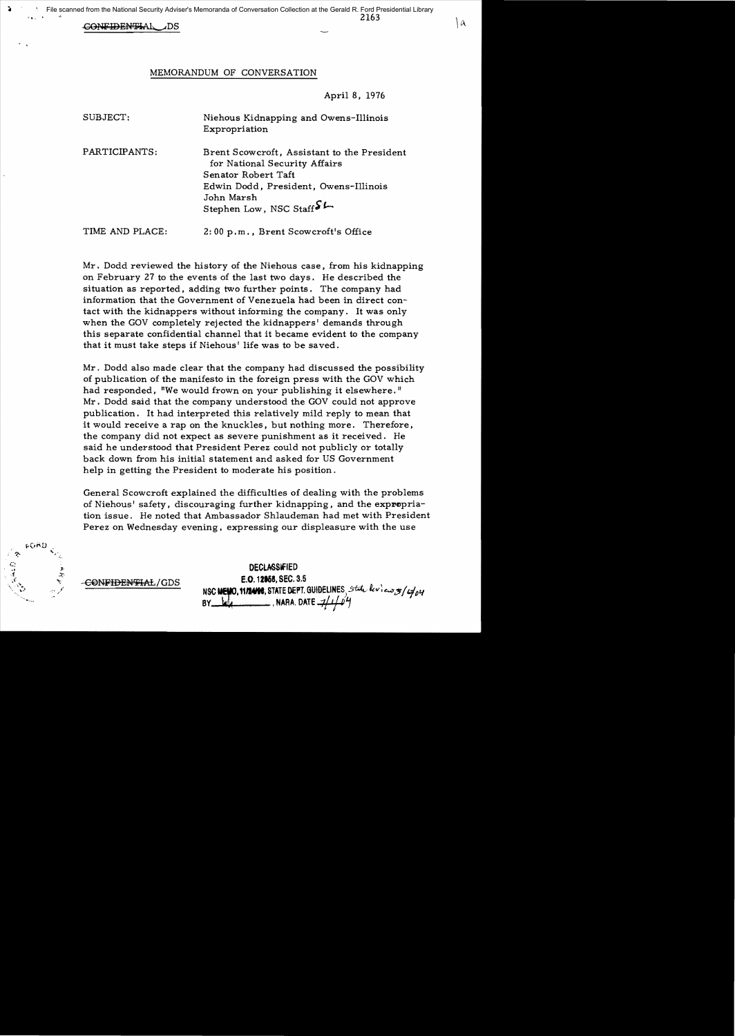CONFIDENTIAL/GDS

2163

# MEMORANDUM OF CONVERSATION

April 8, 1976

SUBJECT: Niehous Kidnapping and Owens-Illinois Expropriation

PARTICIPANTS: Brent Scowcroft, Assistant to the President for National Security Affairs
Senator Robert Taft
Edwin Dodd, President, Owens-Illinois
John Marsh
Stephen Low, NSC Staff SL

TIME AND PLACE: 2:00 p.m., Brent Scowcroft's Office

Mr. Dodd reviewed the history of the Niehous case, from his kidnapping on February 27 to the events of the last two days. He described the situation as reported, adding two further points. The company had information that the Government of Venezuela had been in direct contact with the kidnappers without informing the company. It was only when the GOV completely rejected the kidnappers' demands through this separate confidential channel that it became evident to the company that it must take steps if Niehous' life was to be saved.

Mr. Dodd also made clear that the company had discussed the possibility of publication of the manifesto in the foreign press with the GOV which had responded, "We would frown on your publishing it elsewhere." Mr. Dodd said that the company understood the GOV could not approve publication. It had interpreted this relatively mild reply to mean that it would receive a rap on the knuckles, but nothing more. Therefore, the company did not expect as severe punishment as it received. He said he understood that President Perez could not publicly or totally back down from his initial statement and asked for US Government help in getting the President to moderate his position.

General Scowcroft explained the difficulties of dealing with the problems of Niehous' safety, discouraging further kidnapping, and the expropriation issue. He noted that Ambassador Shlaudeman had met with President Perez on Wednesday evening, expressing our displeasure with the use

CONFIDENTIAL/GDS

DECLASSIFIED
E.O. 12958, SEC. 3.5
NSC MEMO, 11/24/98, STATE DEPT. GUIDELINES State Review 3/4/04
BY [illegible], NARA, DATE 7/1/04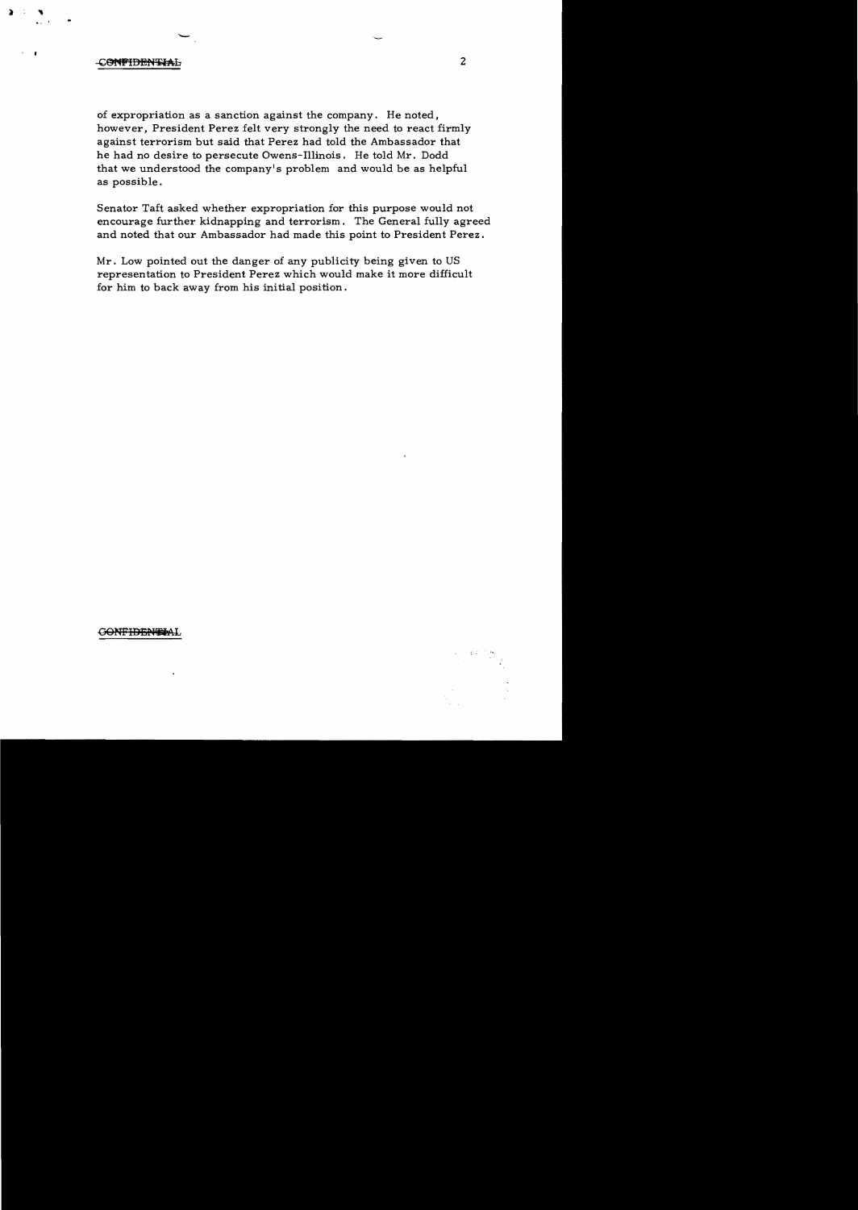CONFIDENTIAL

of expropriation as a sanction against the company. He noted, however, President Perez felt very strongly the need to react firmly against terrorism but said that Perez had told the Ambassador that he had no desire to persecute Owens-Illinois. He told Mr. Dodd that we understood the company's problem and would be as helpful as possible.

Senator Taft asked whether expropriation for this purpose would not encourage further kidnapping and terrorism. The General fully agreed and noted that our Ambassador had made this point to President Perez.

Mr. Low pointed out the danger of any publicity being given to US representation to President Perez which would make it more difficult for him to back away from his initial position.

CONFIDENTIAL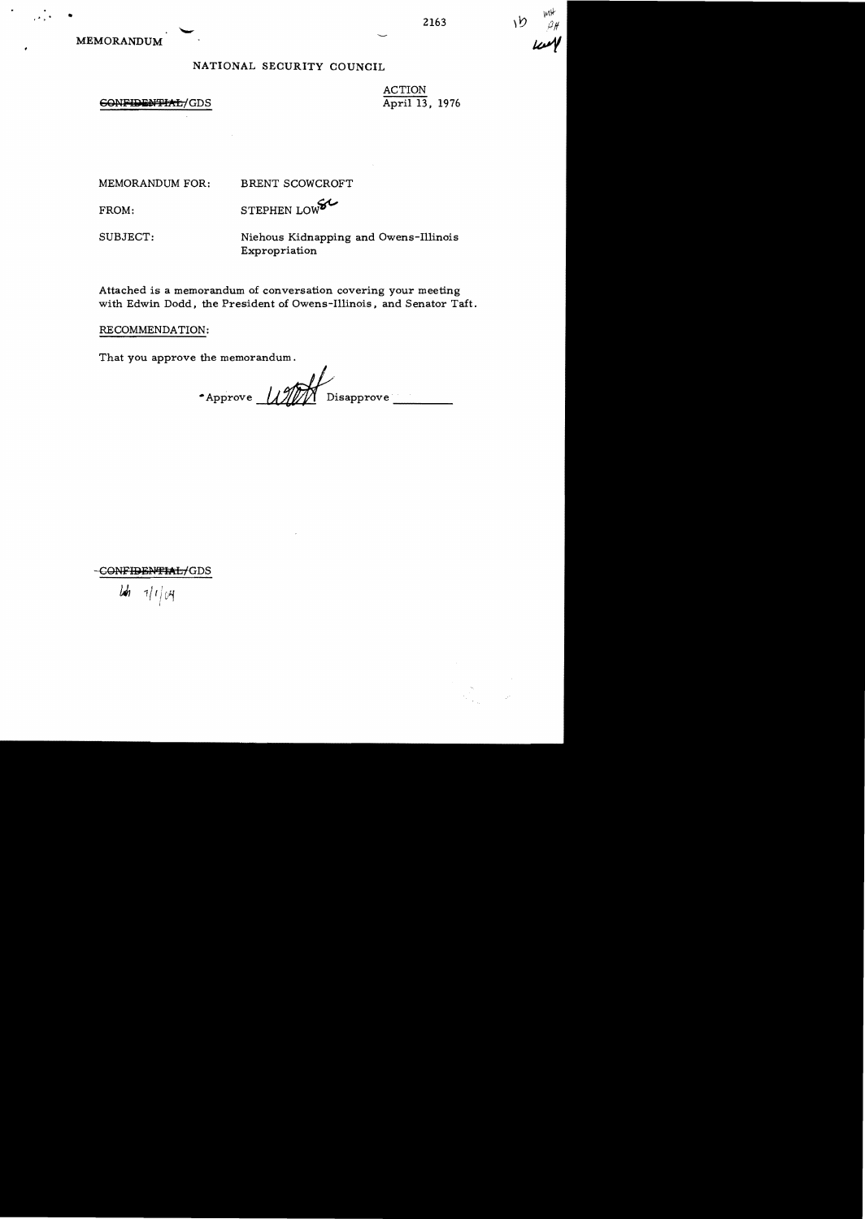MEMORANDUM

2163

NATIONAL SECURITY COUNCIL

~~CONFIDENTIAL~~/GDS

ACTION
April 13, 1976

MEMORANDUM FOR: BRENT SCOWCROFT

FROM: STEPHEN LOW

SUBJECT: Niehous Kidnapping and Owens-Illinois Expropriation

Attached is a memorandum of conversation covering your meeting with Edwin Dodd, the President of Owens-Illinois, and Senator Taft.

RECOMMENDATION:

That you approve the memorandum.

Approve ______ Disapprove ______

~~CONFIDENTIAL~~/GDS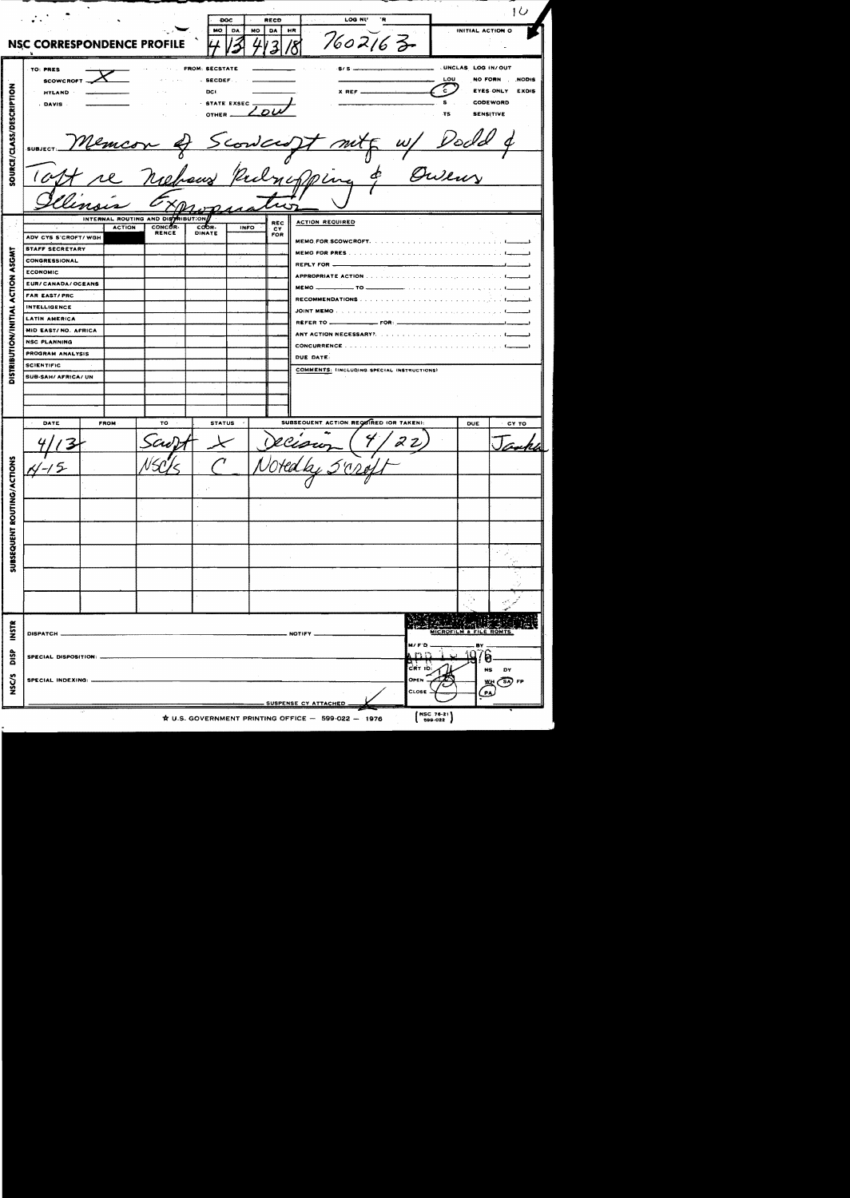# NSC CORRESPONDENCE PROFILE

| DOC MO | DOC DA | RECD MO | RECD DA | HR | LOG NUMBER |
|---|---|---|---|---|---|
| 4 | 13 | 4 | 13 | 18 | 7602163 |

INITIAL ACTION O

**SOURCE/CLASS/DESCRIPTION**

TO: PRES
SCOWCROFT X
HYLAND
DAVIS

FROM: SECSTATE
SECDEF
DCI
STATE EXSEC
OTHER Low

S/S
X REF

UNCLAS LOG IN/OUT
LOU NO FORN NODIS
C EYES ONLY EXDIS
S CODEWORD
TS SENSITIVE

SUBJECT: Memcon of Scowcroft mtg w/ Dodd & Taft re Nehaus Kidnapping & Owens Illinois Expropriation

**DISTRIBUTION/INITIAL ACTION ASGMT**

| INTERNAL ROUTING AND DISTRIBUTION | ACTION | CONCURRENCE | COORDINATE | INFO | REC CY FOR |
|---|---|---|---|---|---|
| ADV CYS S'CROFT/WGH | | | | | |
| STAFF SECRETARY | | | | | |
| CONGRESSIONAL | | | | | |
| ECONOMIC | | | | | |
| EUR/CANADA/OCEANS | | | | | |
| FAR EAST/PRC | | | | | |
| INTELLIGENCE | | | | | |
| LATIN AMERICA | | | | | |
| MID EAST/NO. AFRICA | | | | | |
| NSC PLANNING | | | | | |
| PROGRAM ANALYSIS | | | | | |
| SCIENTIFIC | | | | | |
| SUB-SAH/AFRICA/UN | | | | | |

ACTION REQUIRED
MEMO FOR SCOWCROFT
MEMO FOR PRES
REPLY FOR
APPROPRIATE ACTION
MEMO TO
RECOMMENDATIONS
JOINT MEMO
REFER TO FOR:
ANY ACTION NECESSARY?
CONCURRENCE
DUE DATE:
COMMENTS: (INCLUDING SPECIAL INSTRUCTIONS)

**SUBSEQUENT ROUTING/ACTIONS**

| DATE | FROM | TO | STATUS | SUBSEQUENT ACTION REQUIRED (OR TAKEN): | DUE | CY TO |
|---|---|---|---|---|---|---|
| 4/13 | | Scowcroft | X | Decision (4/22) | | Janka |
| 4-15 | | NSC/S | C | Noted by Scowcroft | | |

**NSC/S INSTR DISP**

DISPATCH
NOTIFY
SPECIAL DISPOSITION:
SPECIAL INDEXING:
SUSPENSE CY ATTACHED

MICROFILM & FILE RQMTS
M/F'D APR 1976 BY
CRT ID: NS DY
OPEN WH SA FP
CLOSE PA

★ U.S. GOVERNMENT PRINTING OFFICE — 599-022 — 1976 (NSC 76-21 599-022)